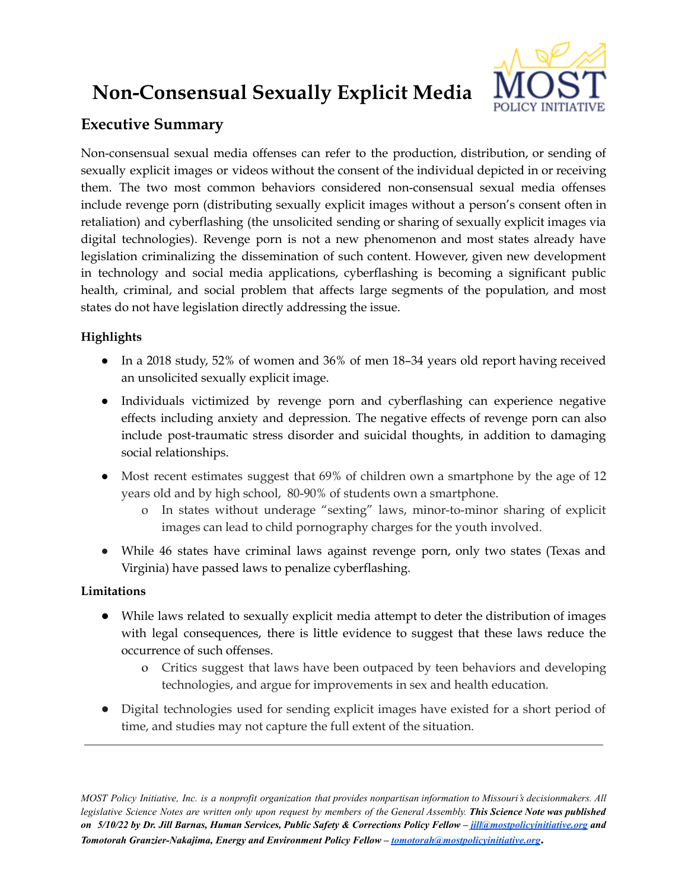# Non-Consensual Sexually Explicit Media

## Executive Summary

Non-consensual sexual media offenses can refer to the production, distribution, or sending of sexually explicit images or videos without the consent of the individual depicted in or receiving them. The two most common behaviors considered non-consensual sexual media offenses include revenge porn (distributing sexually explicit images without a person's consent often in retaliation) and cyberflashing (the unsolicited sending or sharing of sexually explicit images via digital technologies). Revenge porn is not a new phenomenon and most states already have legislation criminalizing the dissemination of such content. However, given new development in technology and social media applications, cyberflashing is becoming a significant public health, criminal, and social problem that affects large segments of the population, and most states do not have legislation directly addressing the issue.

### Highlights

- In a 2018 study, 52% of women and 36% of men 18–34 years old report having received an unsolicited sexually explicit image.
- Individuals victimized by revenge porn and cyberflashing can experience negative effects including anxiety and depression. The negative effects of revenge porn can also include post-traumatic stress disorder and suicidal thoughts, in addition to damaging social relationships.
- Most recent estimates suggest that 69% of children own a smartphone by the age of 12 years old and by high school, 80-90% of students own a smartphone.
  - In states without underage "sexting" laws, minor-to-minor sharing of explicit images can lead to child pornography charges for the youth involved.
- While 46 states have criminal laws against revenge porn, only two states (Texas and Virginia) have passed laws to penalize cyberflashing.

### Limitations

- While laws related to sexually explicit media attempt to deter the distribution of images with legal consequences, there is little evidence to suggest that these laws reduce the occurrence of such offenses.
  - Critics suggest that laws have been outpaced by teen behaviors and developing technologies, and argue for improvements in sex and health education.
- Digital technologies used for sending explicit images have existed for a short period of time, and studies may not capture the full extent of the situation.

---

*MOST Policy Initiative, Inc. is a nonprofit organization that provides nonpartisan information to Missouri's decisionmakers. All legislative Science Notes are written only upon request by members of the General Assembly.* ***This Science Note was published on 5/10/22 by Dr. Jill Barnas, Human Services, Public Safety & Corrections Policy Fellow – jill@mostpolicyinitiative.org and Tomotorah Granzier-Nakajima, Energy and Environment Policy Fellow – tomotorah@mostpolicyinitiative.org.***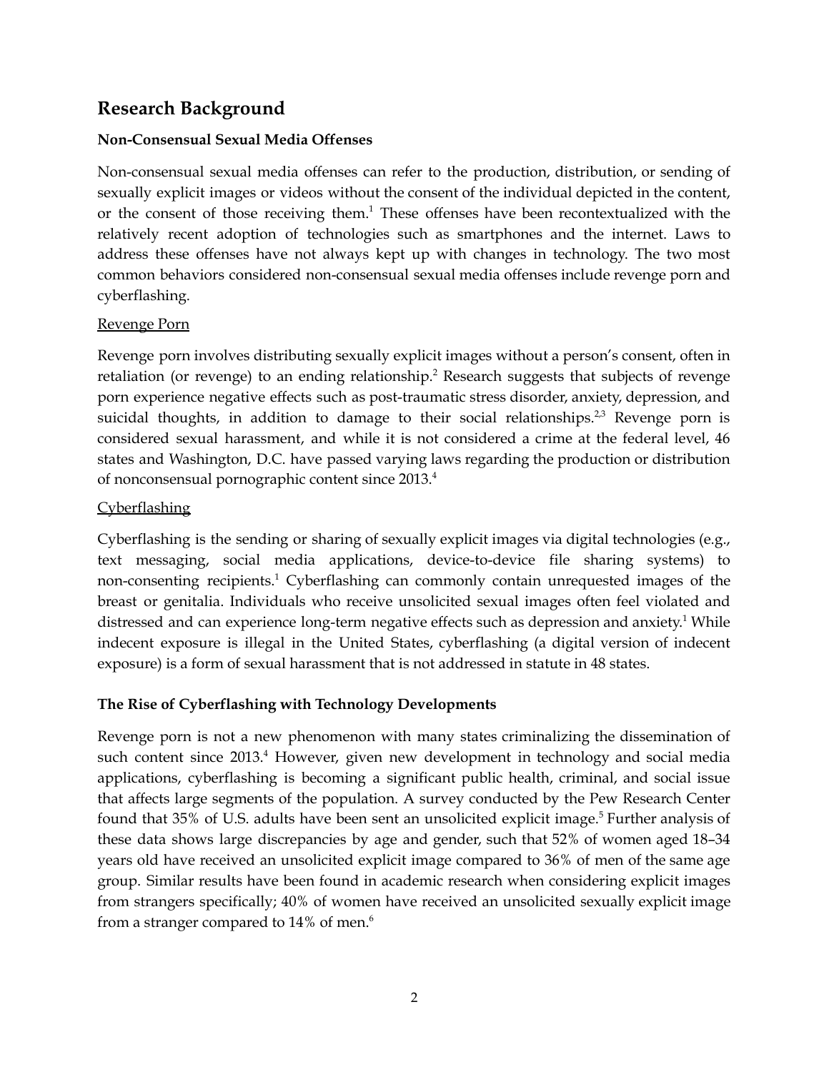## Research Background

### Non-Consensual Sexual Media Offenses

Non-consensual sexual media offenses can refer to the production, distribution, or sending of sexually explicit images or videos without the consent of the individual depicted in the content, or the consent of those receiving them.[1] These offenses have been recontextualized with the relatively recent adoption of technologies such as smartphones and the internet. Laws to address these offenses have not always kept up with changes in technology. The two most common behaviors considered non-consensual sexual media offenses include revenge porn and cyberflashing.

#### Revenge Porn

Revenge porn involves distributing sexually explicit images without a person's consent, often in retaliation (or revenge) to an ending relationship.[2] Research suggests that subjects of revenge porn experience negative effects such as post-traumatic stress disorder, anxiety, depression, and suicidal thoughts, in addition to damage to their social relationships.[2,3] Revenge porn is considered sexual harassment, and while it is not considered a crime at the federal level, 46 states and Washington, D.C. have passed varying laws regarding the production or distribution of nonconsensual pornographic content since 2013.[4]

#### Cyberflashing

Cyberflashing is the sending or sharing of sexually explicit images via digital technologies (e.g., text messaging, social media applications, device-to-device file sharing systems) to non-consenting recipients.[1] Cyberflashing can commonly contain unrequested images of the breast or genitalia. Individuals who receive unsolicited sexual images often feel violated and distressed and can experience long-term negative effects such as depression and anxiety.[1] While indecent exposure is illegal in the United States, cyberflashing (a digital version of indecent exposure) is a form of sexual harassment that is not addressed in statute in 48 states.

### The Rise of Cyberflashing with Technology Developments

Revenge porn is not a new phenomenon with many states criminalizing the dissemination of such content since 2013.[4] However, given new development in technology and social media applications, cyberflashing is becoming a significant public health, criminal, and social issue that affects large segments of the population. A survey conducted by the Pew Research Center found that 35% of U.S. adults have been sent an unsolicited explicit image.[5] Further analysis of these data shows large discrepancies by age and gender, such that 52% of women aged 18–34 years old have received an unsolicited explicit image compared to 36% of men of the same age group. Similar results have been found in academic research when considering explicit images from strangers specifically; 40% of women have received an unsolicited sexually explicit image from a stranger compared to 14% of men.[6]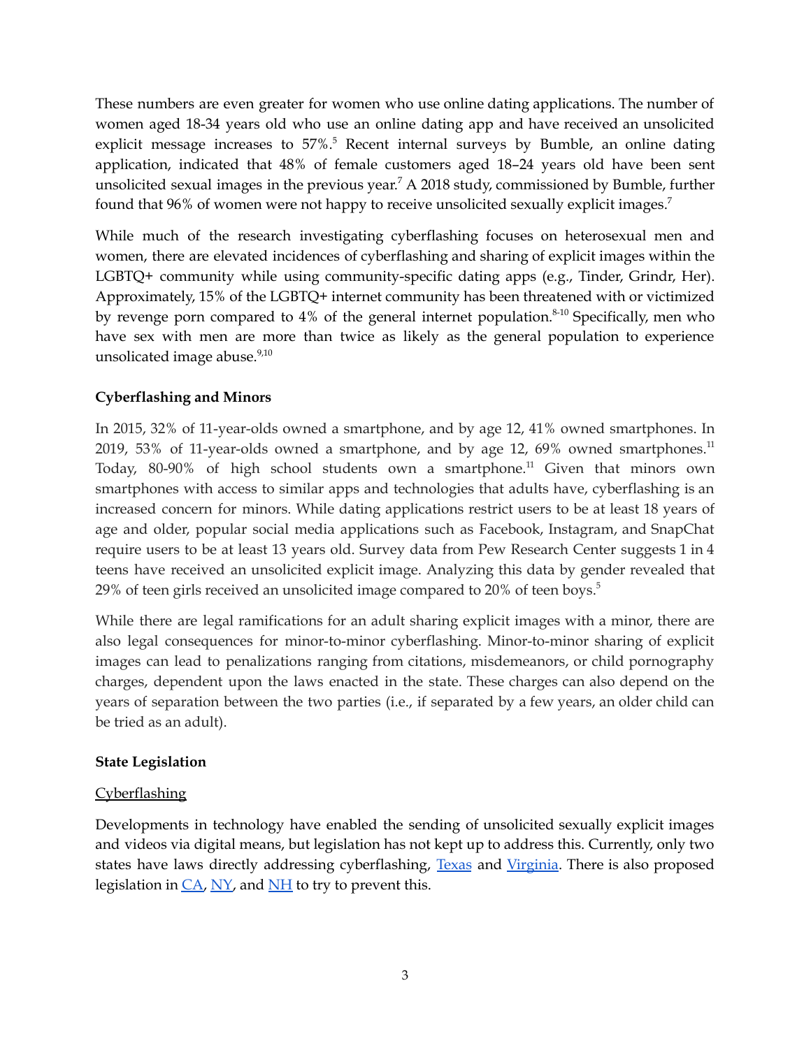These numbers are even greater for women who use online dating applications. The number of women aged 18-34 years old who use an online dating app and have received an unsolicited explicit message increases to 57%.[5] Recent internal surveys by Bumble, an online dating application, indicated that 48% of female customers aged 18–24 years old have been sent unsolicited sexual images in the previous year.[7] A 2018 study, commissioned by Bumble, further found that 96% of women were not happy to receive unsolicited sexually explicit images.[7]

While much of the research investigating cyberflashing focuses on heterosexual men and women, there are elevated incidences of cyberflashing and sharing of explicit images within the LGBTQ+ community while using community-specific dating apps (e.g., Tinder, Grindr, Her). Approximately, 15% of the LGBTQ+ internet community has been threatened with or victimized by revenge porn compared to 4% of the general internet population.[8-10] Specifically, men who have sex with men are more than twice as likely as the general population to experience unsolicated image abuse.[9,10]

**Cyberflashing and Minors**

In 2015, 32% of 11-year-olds owned a smartphone, and by age 12, 41% owned smartphones. In 2019, 53% of 11-year-olds owned a smartphone, and by age 12, 69% owned smartphones.[11] Today, 80-90% of high school students own a smartphone.[11] Given that minors own smartphones with access to similar apps and technologies that adults have, cyberflashing is an increased concern for minors. While dating applications restrict users to be at least 18 years of age and older, popular social media applications such as Facebook, Instagram, and SnapChat require users to be at least 13 years old. Survey data from Pew Research Center suggests 1 in 4 teens have received an unsolicited explicit image. Analyzing this data by gender revealed that 29% of teen girls received an unsolicited image compared to 20% of teen boys.[5]

While there are legal ramifications for an adult sharing explicit images with a minor, there are also legal consequences for minor-to-minor cyberflashing. Minor-to-minor sharing of explicit images can lead to penalizations ranging from citations, misdemeanors, or child pornography charges, dependent upon the laws enacted in the state. These charges can also depend on the years of separation between the two parties (i.e., if separated by a few years, an older child can be tried as an adult).

**State Legislation**

Cyberflashing

Developments in technology have enabled the sending of unsolicited sexually explicit images and videos via digital means, but legislation has not kept up to address this. Currently, only two states have laws directly addressing cyberflashing, Texas and Virginia. There is also proposed legislation in CA, NY, and NH to try to prevent this.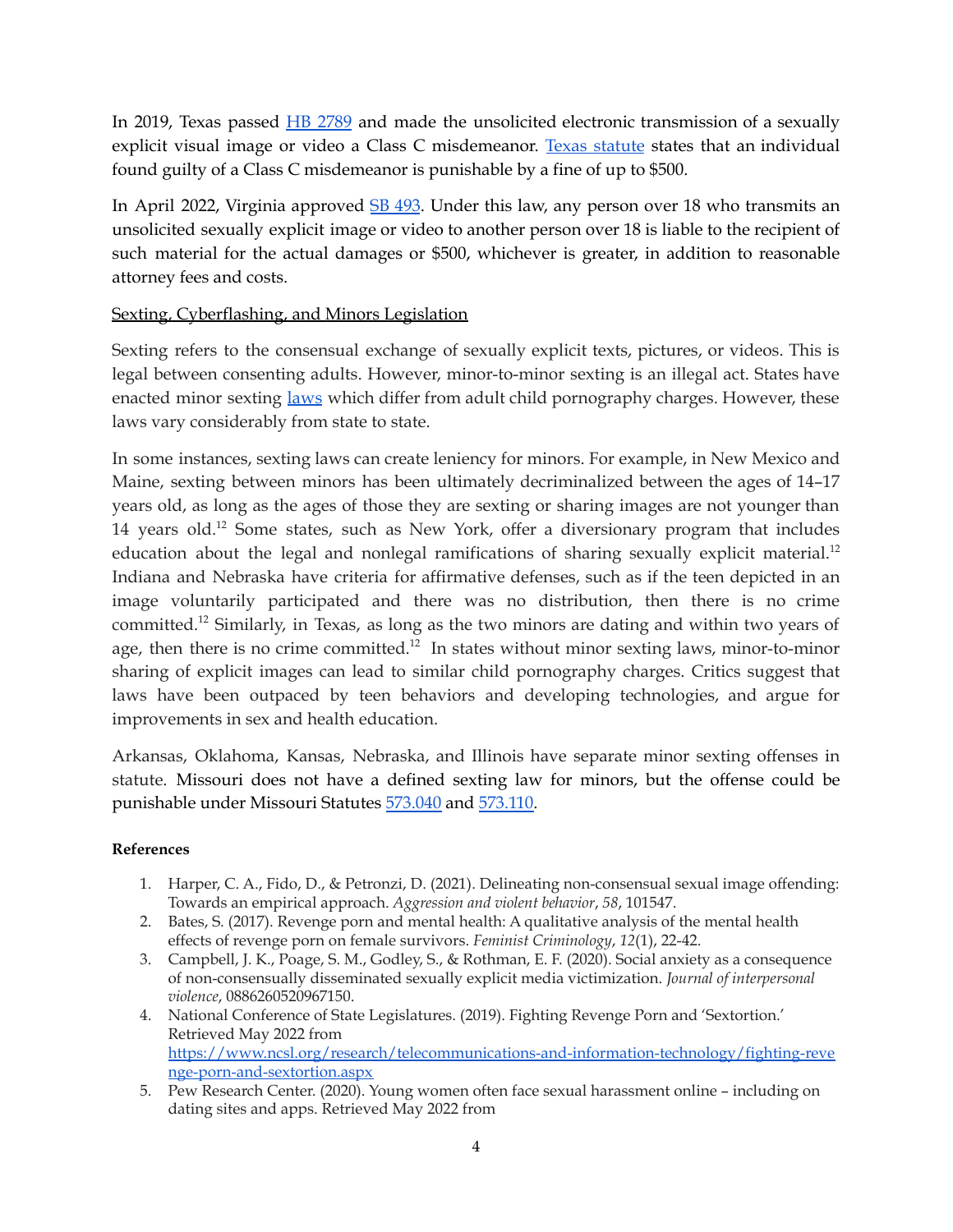In 2019, Texas passed HB 2789 and made the unsolicited electronic transmission of a sexually explicit visual image or video a Class C misdemeanor. Texas statute states that an individual found guilty of a Class C misdemeanor is punishable by a fine of up to $500.

In April 2022, Virginia approved SB 493. Under this law, any person over 18 who transmits an unsolicited sexually explicit image or video to another person over 18 is liable to the recipient of such material for the actual damages or $500, whichever is greater, in addition to reasonable attorney fees and costs.

## Sexting, Cyberflashing, and Minors Legislation

Sexting refers to the consensual exchange of sexually explicit texts, pictures, or videos. This is legal between consenting adults. However, minor-to-minor sexting is an illegal act. States have enacted minor sexting laws which differ from adult child pornography charges. However, these laws vary considerably from state to state.

In some instances, sexting laws can create leniency for minors. For example, in New Mexico and Maine, sexting between minors has been ultimately decriminalized between the ages of 14–17 years old, as long as the ages of those they are sexting or sharing images are not younger than 14 years old.[12] Some states, such as New York, offer a diversionary program that includes education about the legal and nonlegal ramifications of sharing sexually explicit material.[12] Indiana and Nebraska have criteria for affirmative defenses, such as if the teen depicted in an image voluntarily participated and there was no distribution, then there is no crime committed.[12] Similarly, in Texas, as long as the two minors are dating and within two years of age, then there is no crime committed.[12] In states without minor sexting laws, minor-to-minor sharing of explicit images can lead to similar child pornography charges. Critics suggest that laws have been outpaced by teen behaviors and developing technologies, and argue for improvements in sex and health education.

Arkansas, Oklahoma, Kansas, Nebraska, and Illinois have separate minor sexting offenses in statute. Missouri does not have a defined sexting law for minors, but the offense could be punishable under Missouri Statutes 573.040 and 573.110.

**References**

1. Harper, C. A., Fido, D., & Petronzi, D. (2021). Delineating non-consensual sexual image offending: Towards an empirical approach. *Aggression and violent behavior*, *58*, 101547.
2. Bates, S. (2017). Revenge porn and mental health: A qualitative analysis of the mental health effects of revenge porn on female survivors. *Feminist Criminology*, *12*(1), 22-42.
3. Campbell, J. K., Poage, S. M., Godley, S., & Rothman, E. F. (2020). Social anxiety as a consequence of non-consensually disseminated sexually explicit media victimization. *Journal of interpersonal violence*, 0886260520967150.
4. National Conference of State Legislatures. (2019). Fighting Revenge Porn and 'Sextortion.' Retrieved May 2022 from https://www.ncsl.org/research/telecommunications-and-information-technology/fighting-revenge-porn-and-sextortion.aspx
5. Pew Research Center. (2020). Young women often face sexual harassment online – including on dating sites and apps. Retrieved May 2022 from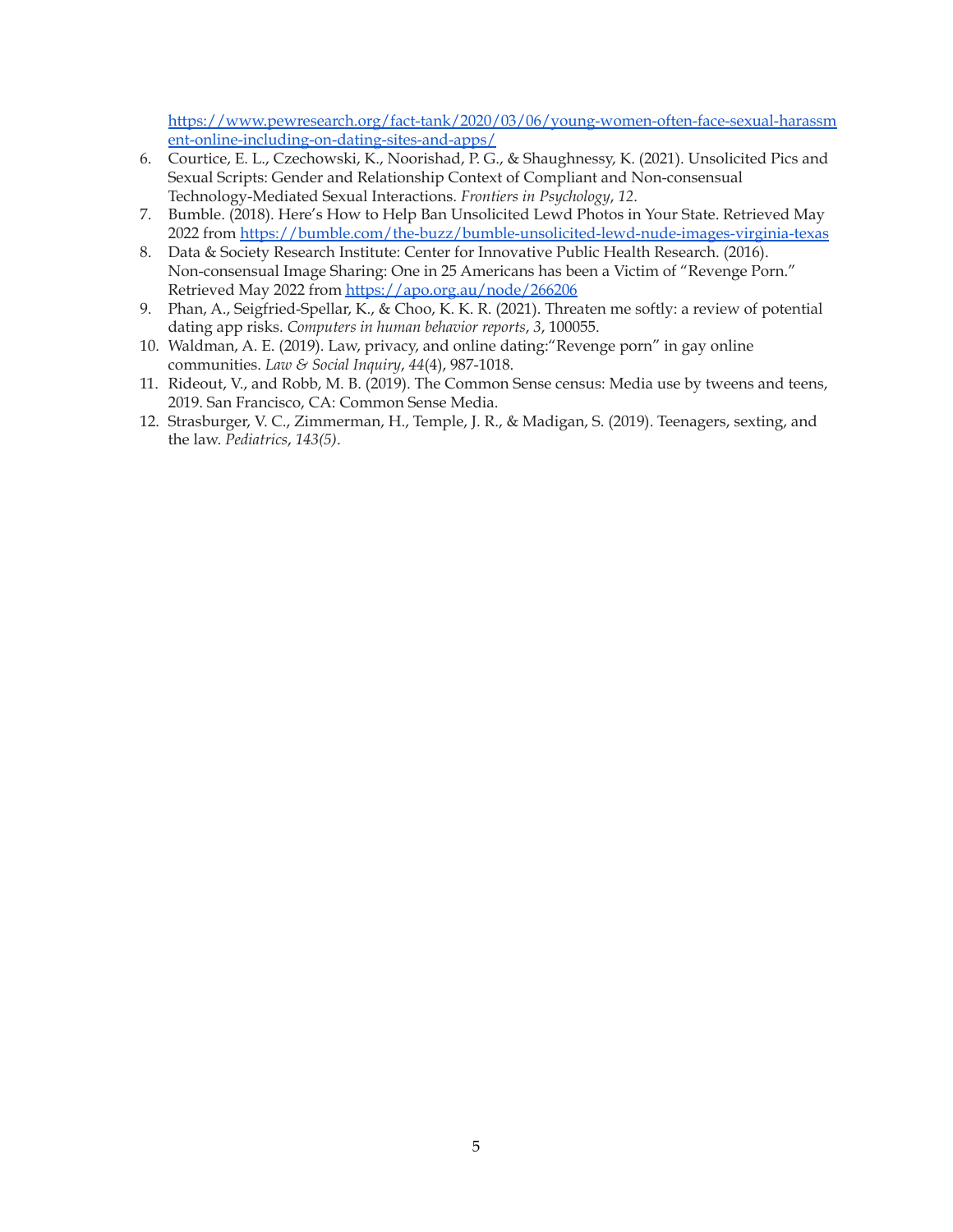https://www.pewresearch.org/fact-tank/2020/03/06/young-women-often-face-sexual-harassment-online-including-on-dating-sites-and-apps/

6. Courtice, E. L., Czechowski, K., Noorishad, P. G., & Shaughnessy, K. (2021). Unsolicited Pics and Sexual Scripts: Gender and Relationship Context of Compliant and Non-consensual Technology-Mediated Sexual Interactions. *Frontiers in Psychology*, *12*.
7. Bumble. (2018). Here's How to Help Ban Unsolicited Lewd Photos in Your State. Retrieved May 2022 from https://bumble.com/the-buzz/bumble-unsolicited-lewd-nude-images-virginia-texas
8. Data & Society Research Institute: Center for Innovative Public Health Research. (2016). Non-consensual Image Sharing: One in 25 Americans has been a Victim of "Revenge Porn." Retrieved May 2022 from https://apo.org.au/node/266206
9. Phan, A., Seigfried-Spellar, K., & Choo, K. K. R. (2021). Threaten me softly: a review of potential dating app risks. *Computers in human behavior reports*, *3*, 100055.
10. Waldman, A. E. (2019). Law, privacy, and online dating:"Revenge porn" in gay online communities. *Law & Social Inquiry*, *44*(4), 987-1018.
11. Rideout, V., and Robb, M. B. (2019). The Common Sense census: Media use by tweens and teens, 2019. San Francisco, CA: Common Sense Media.
12. Strasburger, V. C., Zimmerman, H., Temple, J. R., & Madigan, S. (2019). Teenagers, sexting, and the law. *Pediatrics*, *143(5)*.